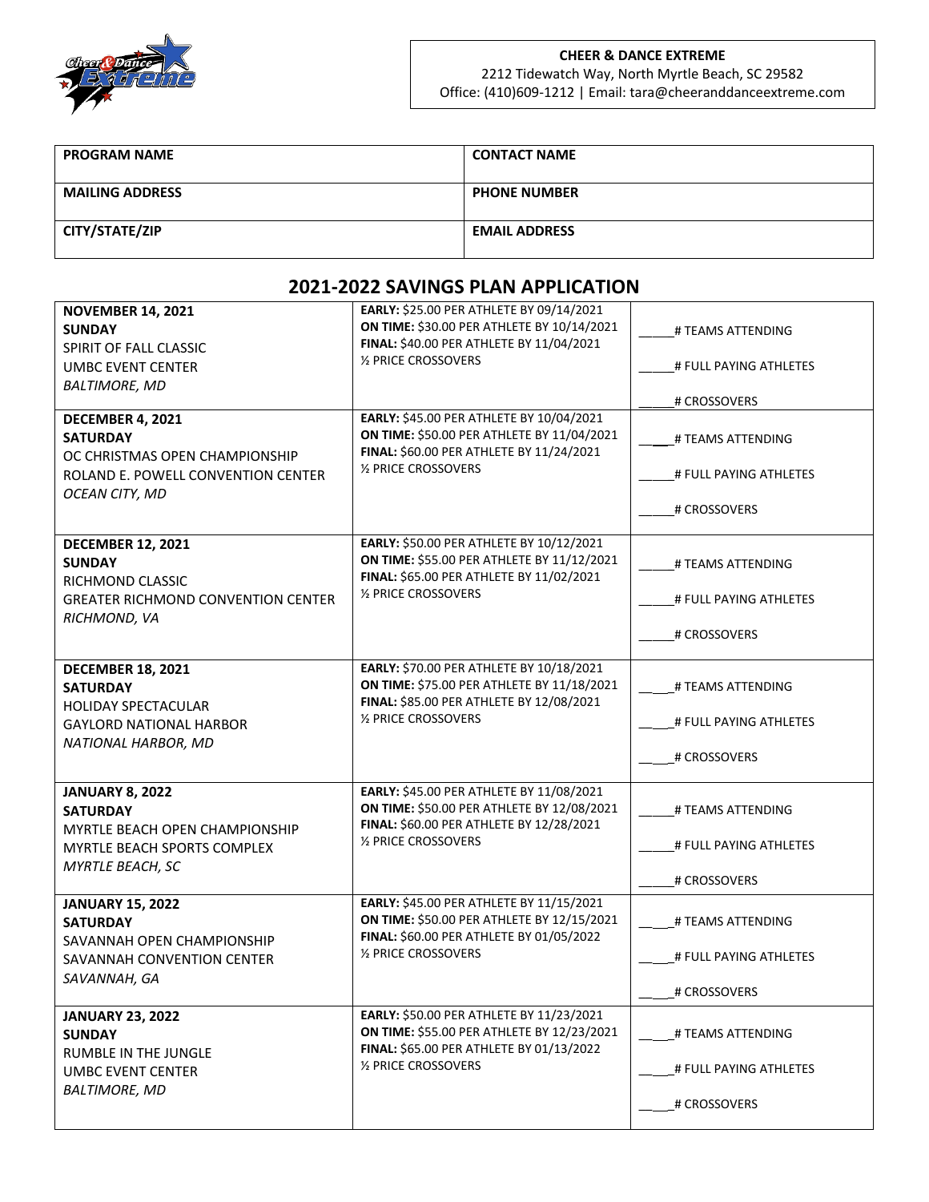**CHEER & DANCE EXTREME**
2212 Tidewatch Way, North Myrtle Beach, SC 29582
Office: (410)609-1212 | Email: tara@cheeranddanceextreme.com

| PROGRAM NAME | CONTACT NAME |
|---|---|
| MAILING ADDRESS | PHONE NUMBER |
| CITY/STATE/ZIP | EMAIL ADDRESS |

## 2021-2022 SAVINGS PLAN APPLICATION

| Event | Pricing | Registration |
|---|---|---|
| **NOVEMBER 14, 2021**<br>**SUNDAY**<br>SPIRIT OF FALL CLASSIC<br>UMBC EVENT CENTER<br>*BALTIMORE, MD* | **EARLY:** $25.00 PER ATHLETE BY 09/14/2021<br>**ON TIME:** $30.00 PER ATHLETE BY 10/14/2021<br>**FINAL:** $40.00 PER ATHLETE BY 11/04/2021<br>½ PRICE CROSSOVERS | _____# TEAMS ATTENDING<br>_____# FULL PAYING ATHLETES<br>_____# CROSSOVERS |
| **DECEMBER 4, 2021**<br>**SATURDAY**<br>OC CHRISTMAS OPEN CHAMPIONSHIP<br>ROLAND E. POWELL CONVENTION CENTER<br>*OCEAN CITY, MD* | **EARLY:** $45.00 PER ATHLETE BY 10/04/2021<br>**ON TIME:** $50.00 PER ATHLETE BY 11/04/2021<br>**FINAL:** $60.00 PER ATHLETE BY 11/24/2021<br>½ PRICE CROSSOVERS | _____# TEAMS ATTENDING<br>_____# FULL PAYING ATHLETES<br>_____# CROSSOVERS |
| **DECEMBER 12, 2021**<br>**SUNDAY**<br>RICHMOND CLASSIC<br>GREATER RICHMOND CONVENTION CENTER<br>*RICHMOND, VA* | **EARLY:** $50.00 PER ATHLETE BY 10/12/2021<br>**ON TIME:** $55.00 PER ATHLETE BY 11/12/2021<br>**FINAL:** $65.00 PER ATHLETE BY 11/02/2021<br>½ PRICE CROSSOVERS | _____# TEAMS ATTENDING<br>_____# FULL PAYING ATHLETES<br>_____# CROSSOVERS |
| **DECEMBER 18, 2021**<br>**SATURDAY**<br>HOLIDAY SPECTACULAR<br>GAYLORD NATIONAL HARBOR<br>*NATIONAL HARBOR, MD* | **EARLY:** $70.00 PER ATHLETE BY 10/18/2021<br>**ON TIME:** $75.00 PER ATHLETE BY 11/18/2021<br>**FINAL:** $85.00 PER ATHLETE BY 12/08/2021<br>½ PRICE CROSSOVERS | _____# TEAMS ATTENDING<br>_____# FULL PAYING ATHLETES<br>_____# CROSSOVERS |
| **JANUARY 8, 2022**<br>**SATURDAY**<br>MYRTLE BEACH OPEN CHAMPIONSHIP<br>MYRTLE BEACH SPORTS COMPLEX<br>*MYRTLE BEACH, SC* | **EARLY:** $45.00 PER ATHLETE BY 11/08/2021<br>**ON TIME:** $50.00 PER ATHLETE BY 12/08/2021<br>**FINAL:** $60.00 PER ATHLETE BY 12/28/2021<br>½ PRICE CROSSOVERS | _____# TEAMS ATTENDING<br>_____# FULL PAYING ATHLETES<br>_____# CROSSOVERS |
| **JANUARY 15, 2022**<br>**SATURDAY**<br>SAVANNAH OPEN CHAMPIONSHIP<br>SAVANNAH CONVENTION CENTER<br>*SAVANNAH, GA* | **EARLY:** $45.00 PER ATHLETE BY 11/15/2021<br>**ON TIME:** $50.00 PER ATHLETE BY 12/15/2021<br>**FINAL:** $60.00 PER ATHLETE BY 01/05/2022<br>½ PRICE CROSSOVERS | _____# TEAMS ATTENDING<br>_____# FULL PAYING ATHLETES<br>_____# CROSSOVERS |
| **JANUARY 23, 2022**<br>**SUNDAY**<br>RUMBLE IN THE JUNGLE<br>UMBC EVENT CENTER<br>*BALTIMORE, MD* | **EARLY:** $50.00 PER ATHLETE BY 11/23/2021<br>**ON TIME:** $55.00 PER ATHLETE BY 12/23/2021<br>**FINAL:** $65.00 PER ATHLETE BY 01/13/2022<br>½ PRICE CROSSOVERS | _____# TEAMS ATTENDING<br>_____# FULL PAYING ATHLETES<br>_____# CROSSOVERS |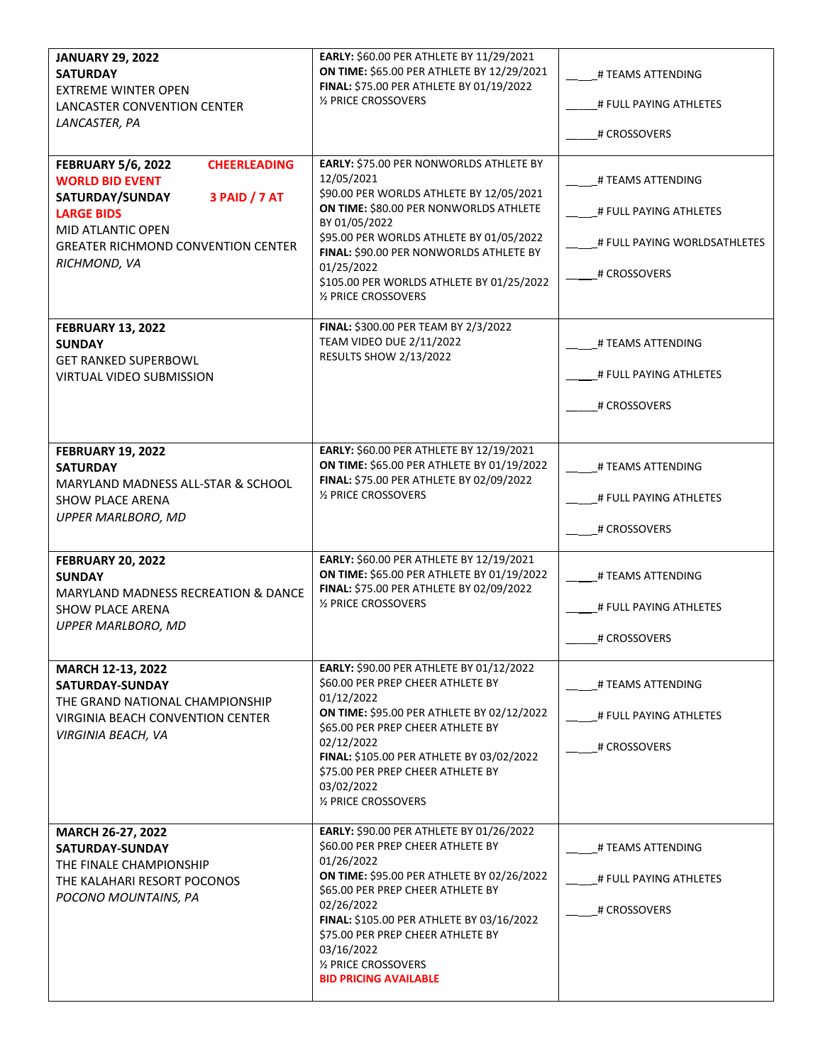| Event | Pricing | Registration |
|---|---|---|
| **JANUARY 29, 2022**<br>**SATURDAY**<br>EXTREME WINTER OPEN<br>LANCASTER CONVENTION CENTER<br>*LANCASTER, PA* | **EARLY:** $60.00 PER ATHLETE BY 11/29/2021<br>**ON TIME:** $65.00 PER ATHLETE BY 12/29/2021<br>**FINAL:** $75.00 PER ATHLETE BY 01/19/2022<br>½ PRICE CROSSOVERS | _____# TEAMS ATTENDING<br>_____# FULL PAYING ATHLETES<br>_____# CROSSOVERS |
| **FEBRUARY 5/6, 2022** **CHEERLEADING WORLD BID EVENT**<br>**SATURDAY/SUNDAY** **3 PAID / 7 AT LARGE BIDS**<br>MID ATLANTIC OPEN<br>GREATER RICHMOND CONVENTION CENTER<br>*RICHMOND, VA* | **EARLY:** $75.00 PER NONWORLDS ATHLETE BY 12/05/2021<br>$90.00 PER WORLDS ATHLETE BY 12/05/2021<br>**ON TIME:** $80.00 PER NONWORLDS ATHLETE BY 01/05/2022<br>$95.00 PER WORLDS ATHLETE BY 01/05/2022<br>**FINAL:** $90.00 PER NONWORLDS ATHLETE BY 01/25/2022<br>$105.00 PER WORLDS ATHLETE BY 01/25/2022<br>½ PRICE CROSSOVERS | _____# TEAMS ATTENDING<br>_____# FULL PAYING ATHLETES<br>_____# FULL PAYING WORLDSATHLETES<br>_____# CROSSOVERS |
| **FEBRUARY 13, 2022**<br>**SUNDAY**<br>GET RANKED SUPERBOWL<br>VIRTUAL VIDEO SUBMISSION | **FINAL:** $300.00 PER TEAM BY 2/3/2022<br>TEAM VIDEO DUE 2/11/2022<br>RESULTS SHOW 2/13/2022 | _____# TEAMS ATTENDING<br>_____# FULL PAYING ATHLETES<br>_____# CROSSOVERS |
| **FEBRUARY 19, 2022**<br>**SATURDAY**<br>MARYLAND MADNESS ALL-STAR & SCHOOL<br>SHOW PLACE ARENA<br>*UPPER MARLBORO, MD* | **EARLY:** $60.00 PER ATHLETE BY 12/19/2021<br>**ON TIME:** $65.00 PER ATHLETE BY 01/19/2022<br>**FINAL:** $75.00 PER ATHLETE BY 02/09/2022<br>½ PRICE CROSSOVERS | _____# TEAMS ATTENDING<br>_____# FULL PAYING ATHLETES<br>_____# CROSSOVERS |
| **FEBRUARY 20, 2022**<br>**SUNDAY**<br>MARYLAND MADNESS RECREATION & DANCE<br>SHOW PLACE ARENA<br>*UPPER MARLBORO, MD* | **EARLY:** $60.00 PER ATHLETE BY 12/19/2021<br>**ON TIME:** $65.00 PER ATHLETE BY 01/19/2022<br>**FINAL:** $75.00 PER ATHLETE BY 02/09/2022<br>½ PRICE CROSSOVERS | _____# TEAMS ATTENDING<br>_____# FULL PAYING ATHLETES<br>_____# CROSSOVERS |
| **MARCH 12-13, 2022**<br>**SATURDAY-SUNDAY**<br>THE GRAND NATIONAL CHAMPIONSHIP<br>VIRGINIA BEACH CONVENTION CENTER<br>*VIRGINIA BEACH, VA* | **EARLY:** $90.00 PER ATHLETE BY 01/12/2022<br>$60.00 PER PREP CHEER ATHLETE BY 01/12/2022<br>**ON TIME:** $95.00 PER ATHLETE BY 02/12/2022<br>$65.00 PER PREP CHEER ATHLETE BY 02/12/2022<br>**FINAL:** $105.00 PER ATHLETE BY 03/02/2022<br>$75.00 PER PREP CHEER ATHLETE BY 03/02/2022<br>½ PRICE CROSSOVERS | _____# TEAMS ATTENDING<br>_____# FULL PAYING ATHLETES<br>_____# CROSSOVERS |
| **MARCH 26-27, 2022**<br>**SATURDAY-SUNDAY**<br>THE FINALE CHAMPIONSHIP<br>THE KALAHARI RESORT POCONOS<br>*POCONO MOUNTAINS, PA* | **EARLY:** $90.00 PER ATHLETE BY 01/26/2022<br>$60.00 PER PREP CHEER ATHLETE BY 01/26/2022<br>**ON TIME:** $95.00 PER ATHLETE BY 02/26/2022<br>$65.00 PER PREP CHEER ATHLETE BY 02/26/2022<br>**FINAL:** $105.00 PER ATHLETE BY 03/16/2022<br>$75.00 PER PREP CHEER ATHLETE BY 03/16/2022<br>½ PRICE CROSSOVERS<br>**BID PRICING AVAILABLE** | _____# TEAMS ATTENDING<br>_____# FULL PAYING ATHLETES<br>_____# CROSSOVERS |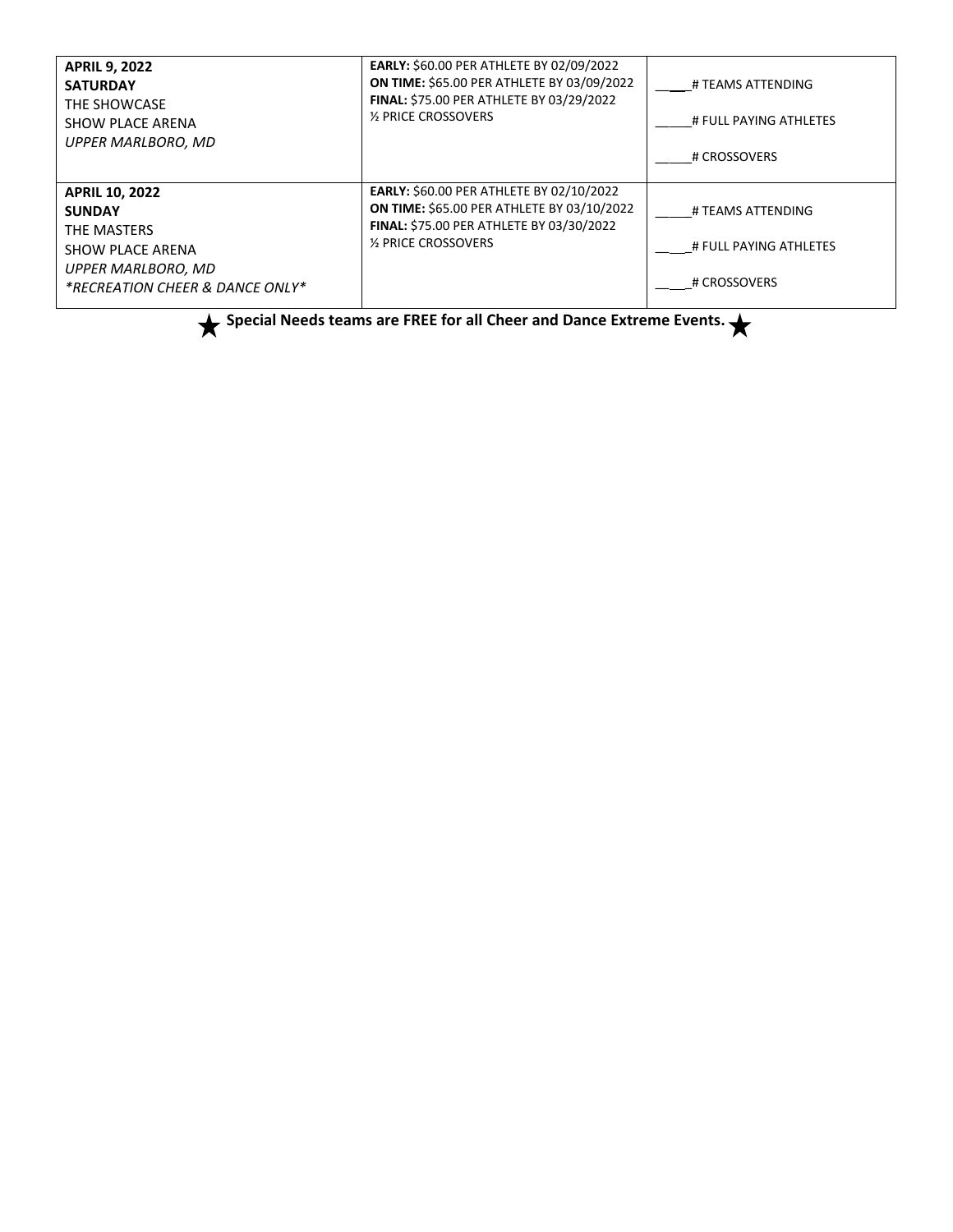| | | |
|---|---|---|
| **APRIL 9, 2022**<br>**SATURDAY**<br>THE SHOWCASE<br>SHOW PLACE ARENA<br>*UPPER MARLBORO, MD* | **EARLY:** $60.00 PER ATHLETE BY 02/09/2022<br>**ON TIME:** $65.00 PER ATHLETE BY 03/09/2022<br>**FINAL:** $75.00 PER ATHLETE BY 03/29/2022<br>½ PRICE CROSSOVERS | _____# TEAMS ATTENDING<br>_____# FULL PAYING ATHLETES<br>_____# CROSSOVERS |
| **APRIL 10, 2022**<br>**SUNDAY**<br>THE MASTERS<br>SHOW PLACE ARENA<br>*UPPER MARLBORO, MD*<br>*\*RECREATION CHEER & DANCE ONLY\** | **EARLY:** $60.00 PER ATHLETE BY 02/10/2022<br>**ON TIME:** $65.00 PER ATHLETE BY 03/10/2022<br>**FINAL:** $75.00 PER ATHLETE BY 03/30/2022<br>½ PRICE CROSSOVERS | _____# TEAMS ATTENDING<br>_____# FULL PAYING ATHLETES<br>_____# CROSSOVERS |

★ **Special Needs teams are FREE for all Cheer and Dance Extreme Events.** ★